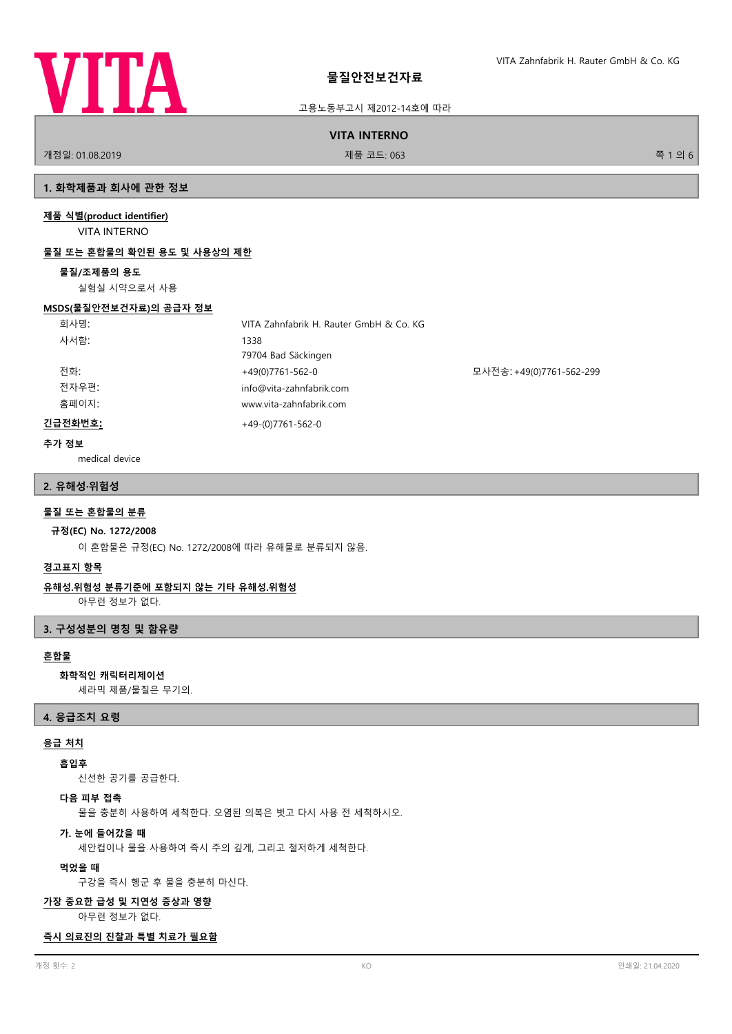# 물질안전보건자료

고용노동부고시 제2012-14호에 따라

**VITA INTERNO**

개정일: 01.08.2019 | 제품 코드: 063

## 1. 화학제품과 회사에 관한 정보

**제품 식별(product identifier)**

VITA INTERNO

**물질 또는 혼합물의 확인된 용도 및 사용상의 제한**

**물질/조제품의 용도**

실험실 시약으로서 사용

**MSDS(물질안전보건자료)의 공급자 정보**

| | | |
|---|---|---|
| 회사명: | VITA Zahnfabrik H. Rauter GmbH & Co. KG | |
| 사서함: | 1338 | |
| | 79704 Bad Säckingen | |
| 전화: | +49(0)7761-562-0 | 모사전송: +49(0)7761-562-299 |
| 전자우편: | info@vita-zahnfabrik.com | |
| 홈페이지: | www.vita-zahnfabrik.com | |
| **긴급전화번호:** | +49-(0)7761-562-0 | |

**추가 정보**

medical device

## 2. 유해성·위험성

**물질 또는 혼합물의 분류**

**규정(EC) No. 1272/2008**

이 혼합물은 규정(EC) No. 1272/2008에 따라 유해물로 분류되지 않음.

**경고표지 항목**

**유해성.위험성 분류기준에 포함되지 않는 기타 유해성.위험성**

아무런 정보가 없다.

## 3. 구성성분의 명칭 및 함유량

**혼합물**

**화학적인 캐릭터리제이션**

세라믹 제품/물질은 무기의.

## 4. 응급조치 요령

**응급 처치**

**흡입후**

신선한 공기를 공급한다.

**다음 피부 접촉**

물을 충분히 사용하여 세척한다. 오염된 의복은 벗고 다시 사용 전 세척하시오.

**가. 눈에 들어갔을 때**

세안컵이나 물을 사용하여 즉시 주의 깊게, 그리고 철저하게 세척한다.

**먹었을 때**

구강을 즉시 헹군 후 물을 충분히 마신다.

**가장 중요한 급성 및 지연성 증상과 영향**

아무런 정보가 없다.

**즉시 의료진의 진찰과 특별 치료가 필요함**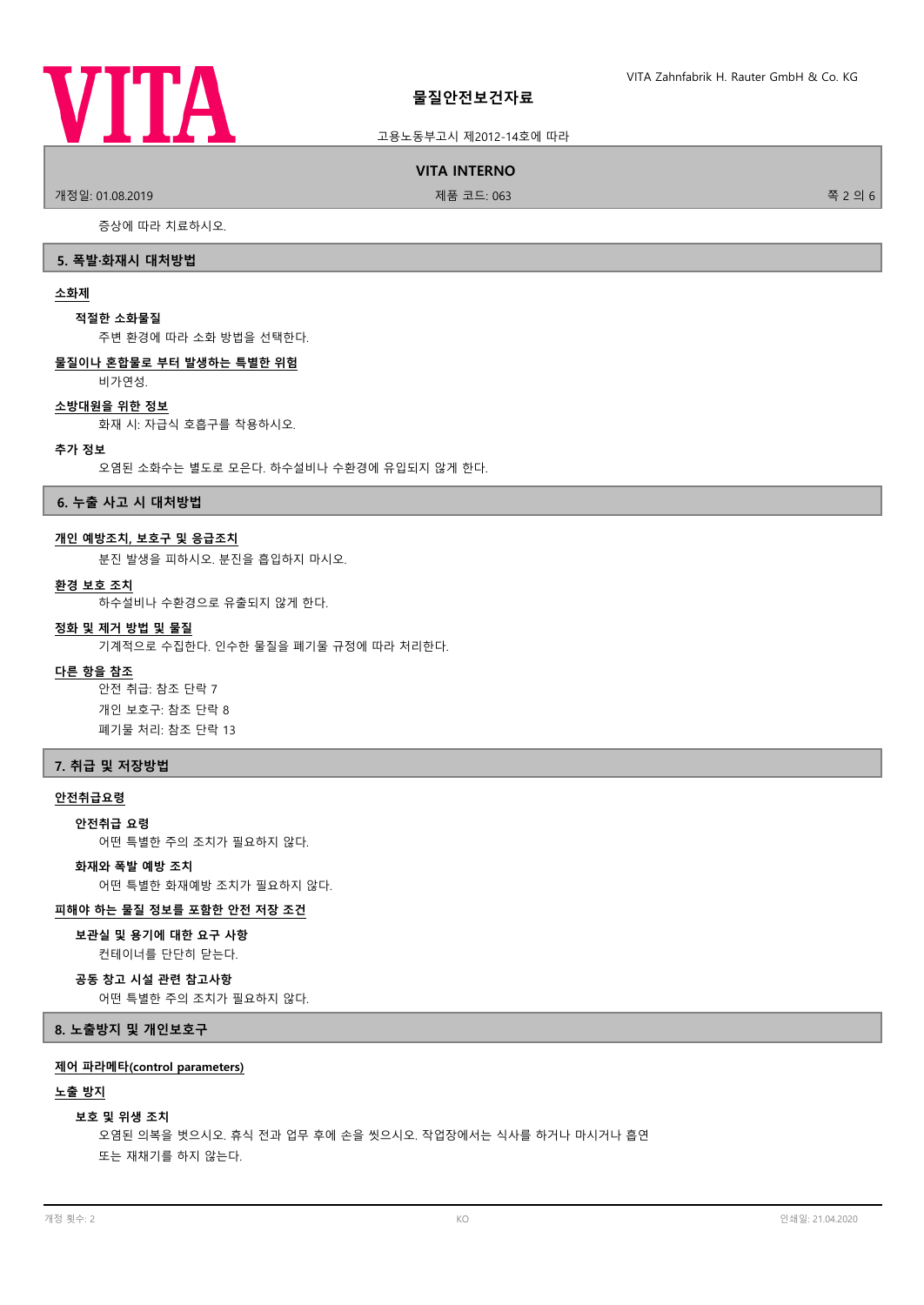증상에 따라 치료하시오.

## 5. 폭발·화재시 대처방법

### 소화제

**적절한 소화물질**

주변 환경에 따라 소화 방법을 선택한다.

### 물질이나 혼합물로 부터 발생하는 특별한 위험

비가연성.

### 소방대원을 위한 정보

화재 시: 자급식 호흡구를 착용하시오.

### 추가 정보

오염된 소화수는 별도로 모은다. 하수설비나 수환경에 유입되지 않게 한다.

## 6. 누출 사고 시 대처방법

### 개인 예방조치, 보호구 및 응급조치

분진 발생을 피하시오. 분진을 흡입하지 마시오.

### 환경 보호 조치

하수설비나 수환경으로 유출되지 않게 한다.

### 정화 및 제거 방법 및 물질

기계적으로 수집한다. 인수한 물질을 폐기물 규정에 따라 처리한다.

### 다른 항을 참조

안전 취급: 참조 단락 7

개인 보호구: 참조 단락 8

폐기물 처리: 참조 단락 13

## 7. 취급 및 저장방법

### 안전취급요령

**안전취급 요령**

어떤 특별한 주의 조치가 필요하지 않다.

**화재와 폭발 예방 조치**

어떤 특별한 화재예방 조치가 필요하지 않다.

### 피해야 하는 물질 정보를 포함한 안전 저장 조건

**보관실 및 용기에 대한 요구 사항**

컨테이너를 단단히 닫는다.

**공동 창고 시설 관련 참고사항**

어떤 특별한 주의 조치가 필요하지 않다.

## 8. 노출방지 및 개인보호구

### 제어 파라메타(control parameters)

### 노출 방지

**보호 및 위생 조치**

오염된 의복을 벗으시오. 휴식 전과 업무 후에 손을 씻으시오. 작업장에서는 식사를 하거나 마시거나 흡연 또는 재채기를 하지 않는다.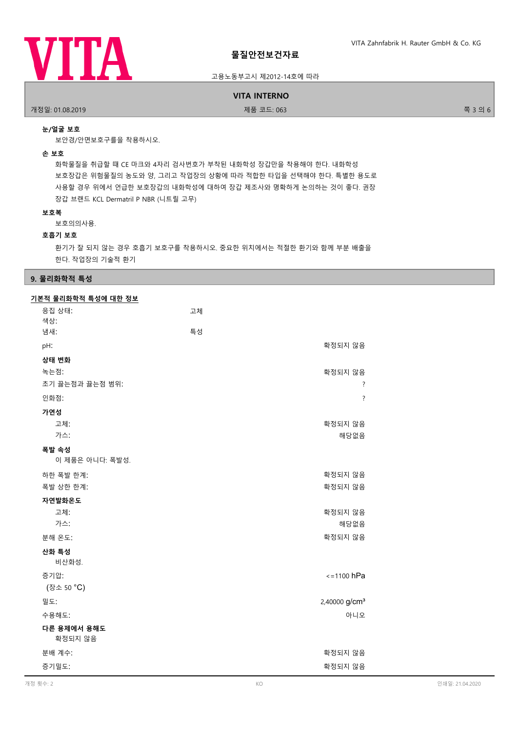**눈/얼굴 보호**

보안경/안면보호구를을 착용하시오.

**손 보호**

화학물질을 취급할 때 CE 마크와 4자리 검사번호가 부착된 내화학성 장갑만을 착용해야 한다. 내화학성 보호장갑은 위험물질의 농도와 양, 그리고 작업장의 상황에 따라 적합한 타입을 선택해야 한다. 특별한 용도로 사용할 경우 위에서 언급한 보호장갑의 내화학성에 대하여 장갑 제조사와 명확하게 논의하는 것이 좋다. 권장 장갑 브랜드 KCL Dermatril P NBR (니트릴 고무)

**보호복**

보호의의사용.

**호흡기 보호**

환기가 잘 되지 않는 경우 호흡기 보호구를 착용하시오. 중요한 위치에서는 적절한 환기와 함께 부분 배출을 한다. 작업장의 기술적 환기

## 9. 물리화학적 특성

### 기본적 물리화학적 특성에 대한 정보

| | | |
|---|---|---|
| 응집 상태: | 고체 | |
| 색상: | | |
| 냄새: | 특성 | |
| pH: | | 확정되지 않음 |
| **상태 변화** | | |
| 녹는점: | | 확정되지 않음 |
| 초기 끓는점과 끓는점 범위: | | ? |
| 인화점: | | ? |
| **가연성** | | |
| 고체: | | 확정되지 않음 |
| 가스: | | 해당없음 |
| **폭발 속성** | | |
| 이 제품은 아니다: 폭발성. | | |
| 하한 폭발 한계: | | 확정되지 않음 |
| 폭발 상한 한계: | | 확정되지 않음 |
| **자연발화온도** | | |
| 고체: | | 확정되지 않음 |
| 가스: | | 해당없음 |
| 분해 온도: | | 확정되지 않음 |
| **산화 특성** | | |
| 비산화성. | | |
| 증기압: (장소 50 °C) | | <=1100 hPa |
| 밀도: | | 2,40000 g/cm³ |
| 수용해도: | | 아니오 |
| **다른 용제에서 용해도** | | |
| 확정되지 않음 | | |
| 분배 계수: | | 확정되지 않음 |
| 증기밀도: | | 확정되지 않음 |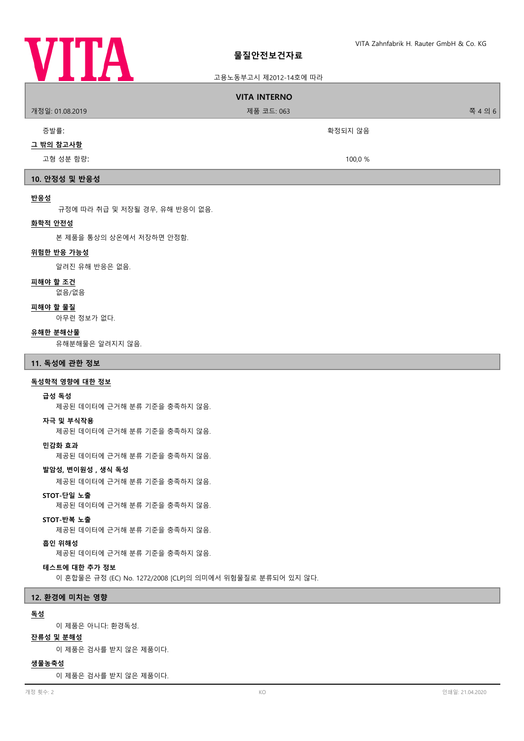| 증발률: | 확정되지 않음 |
|---|---|

**그 밖의 참고사항**

| 고형 성분 함량: | 100,0 % |
|---|---|

## 10. 안정성 및 반응성

**반응성**

규정에 따라 취급 및 저장될 경우, 유해 반응이 없음.

**화학적 안전성**

본 제품을 통상의 상온에서 저장하면 안정함.

**위험한 반응 가능성**

알려진 유해 반응은 없음.

**피해야 할 조건**

없음/없음

**피해야 할 물질**

아무런 정보가 없다.

**유해한 분해산물**

유해분해물은 알려지지 않음.

## 11. 독성에 관한 정보

**독성학적 영향에 대한 정보**

**급성 독성**

제공된 데이터에 근거해 분류 기준을 충족하지 않음.

**자극 및 부식작용**

제공된 데이터에 근거해 분류 기준을 충족하지 않음.

**민감화 효과**

제공된 데이터에 근거해 분류 기준을 충족하지 않음.

**발암성, 변이원성 , 생식 독성**

제공된 데이터에 근거해 분류 기준을 충족하지 않음.

**STOT-단일 노출**

제공된 데이터에 근거해 분류 기준을 충족하지 않음.

**STOT-반복 노출**

제공된 데이터에 근거해 분류 기준을 충족하지 않음.

**흡인 위해성**

제공된 데이터에 근거해 분류 기준을 충족하지 않음.

**테스트에 대한 추가 정보**

이 혼합물은 규정 (EC) No. 1272/2008 [CLP]의 의미에서 위험물질로 분류되어 있지 않다.

## 12. 환경에 미치는 영향

**독성**

이 제품은 아니다: 환경독성.

**잔류성 및 분해성**

이 제품은 검사를 받지 않은 제품이다.

**생물농축성**

이 제품은 검사를 받지 않은 제품이다.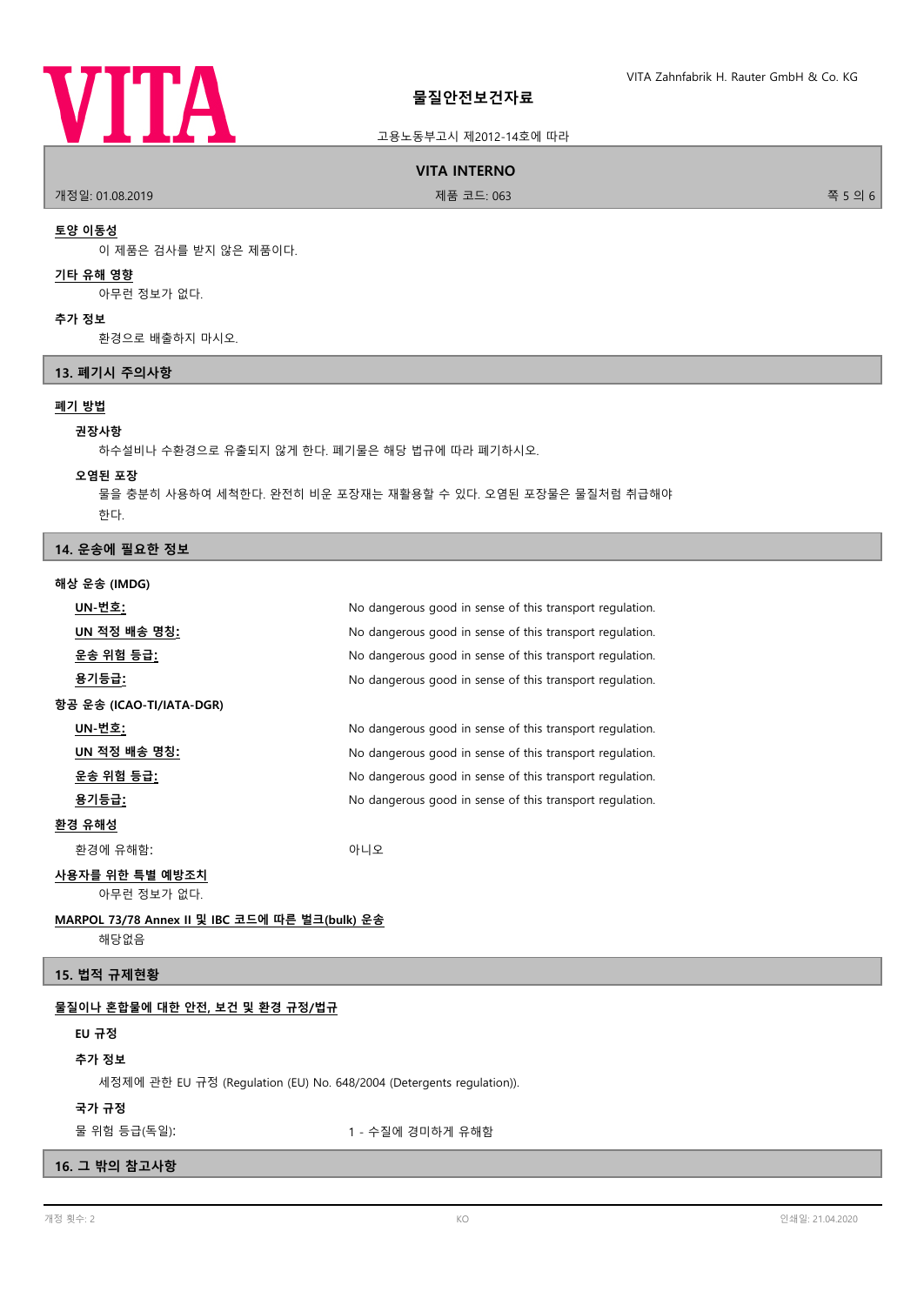#### 토양 이동성

이 제품은 검사를 받지 않은 제품이다.

#### 기타 유해 영향

아무런 정보가 없다.

#### 추가 정보

환경으로 배출하지 마시오.

## 13. 폐기시 주의사항

#### 폐기 방법

**권장사항**

하수설비나 수환경으로 유출되지 않게 한다. 폐기물은 해당 법규에 따라 폐기하시오.

**오염된 포장**

물을 충분히 사용하여 세척한다. 완전히 비운 포장재는 재활용할 수 있다. 오염된 포장물은 물질처럼 취급해야 한다.

## 14. 운송에 필요한 정보

**해상 운송 (IMDG)**

| | |
|---|---|
| UN-번호: | No dangerous good in sense of this transport regulation. |
| UN 적정 배송 명칭: | No dangerous good in sense of this transport regulation. |
| 운송 위험 등급: | No dangerous good in sense of this transport regulation. |
| 용기등급: | No dangerous good in sense of this transport regulation. |

**항공 운송 (ICAO-TI/IATA-DGR)**

| | |
|---|---|
| UN-번호: | No dangerous good in sense of this transport regulation. |
| UN 적정 배송 명칭: | No dangerous good in sense of this transport regulation. |
| 운송 위험 등급: | No dangerous good in sense of this transport regulation. |
| 용기등급: | No dangerous good in sense of this transport regulation. |

#### 환경 유해성

환경에 유해함: 아니오

#### 사용자를 위한 특별 예방조치

아무런 정보가 없다.

#### MARPOL 73/78 Annex II 및 IBC 코드에 따른 벌크(bulk) 운송

해당없음

## 15. 법적 규제현황

#### 물질이나 혼합물에 대한 안전, 보건 및 환경 규정/법규

**EU 규정**

**추가 정보**

세정제에 관한 EU 규정 (Regulation (EU) No. 648/2004 (Detergents regulation)).

**국가 규정**

물 위험 등급(독일): 1 - 수질에 경미하게 유해함

## 16. 그 밖의 참고사항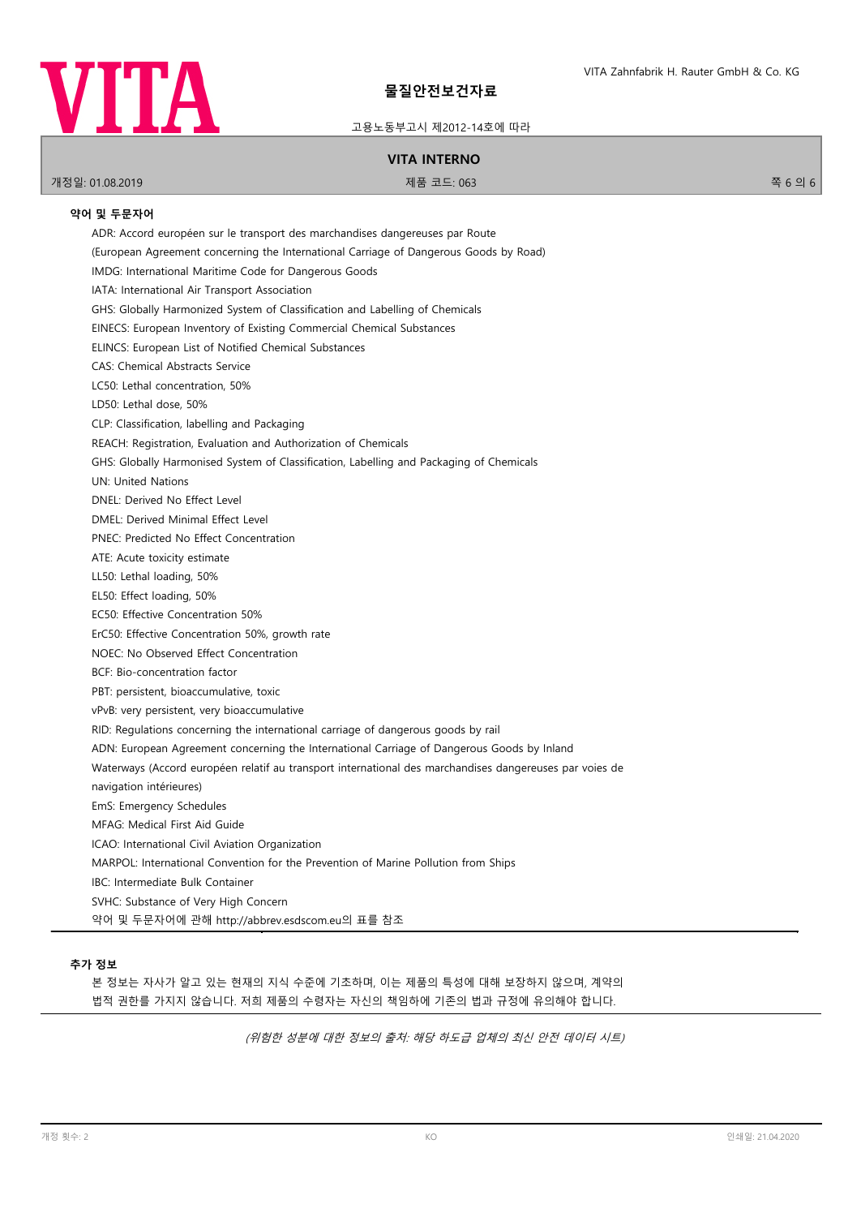**약어 및 두문자어**

ADR: Accord européen sur le transport des marchandises dangereuses par Route
(European Agreement concerning the International Carriage of Dangerous Goods by Road)
IMDG: International Maritime Code for Dangerous Goods
IATA: International Air Transport Association
GHS: Globally Harmonized System of Classification and Labelling of Chemicals
EINECS: European Inventory of Existing Commercial Chemical Substances
ELINCS: European List of Notified Chemical Substances
CAS: Chemical Abstracts Service
LC50: Lethal concentration, 50%
LD50: Lethal dose, 50%
CLP: Classification, labelling and Packaging
REACH: Registration, Evaluation and Authorization of Chemicals
GHS: Globally Harmonised System of Classification, Labelling and Packaging of Chemicals
UN: United Nations
DNEL: Derived No Effect Level
DMEL: Derived Minimal Effect Level
PNEC: Predicted No Effect Concentration
ATE: Acute toxicity estimate
LL50: Lethal loading, 50%
EL50: Effect loading, 50%
EC50: Effective Concentration 50%
ErC50: Effective Concentration 50%, growth rate
NOEC: No Observed Effect Concentration
BCF: Bio-concentration factor
PBT: persistent, bioaccumulative, toxic
vPvB: very persistent, very bioaccumulative
RID: Regulations concerning the international carriage of dangerous goods by rail
ADN: European Agreement concerning the International Carriage of Dangerous Goods by Inland Waterways (Accord européen relatif au transport international des marchandises dangereuses par voies de navigation intérieures)
EmS: Emergency Schedules
MFAG: Medical First Aid Guide
ICAO: International Civil Aviation Organization
MARPOL: International Convention for the Prevention of Marine Pollution from Ships
IBC: Intermediate Bulk Container
SVHC: Substance of Very High Concern
약어 및 두문자어에 관해 http://abbrev.esdscom.eu의 표를 참조

**추가 정보**

본 정보는 자사가 알고 있는 현재의 지식 수준에 기초하며, 이는 제품의 특성에 대해 보장하지 않으며, 계약의 법적 권한를 가지지 않습니다. 저희 제품의 수령자는 자신의 책임하에 기존의 법과 규정에 유의해야 합니다.

*(위험한 성분에 대한 정보의 출처: 해당 하도급 업체의 최신 안전 데이터 시트)*